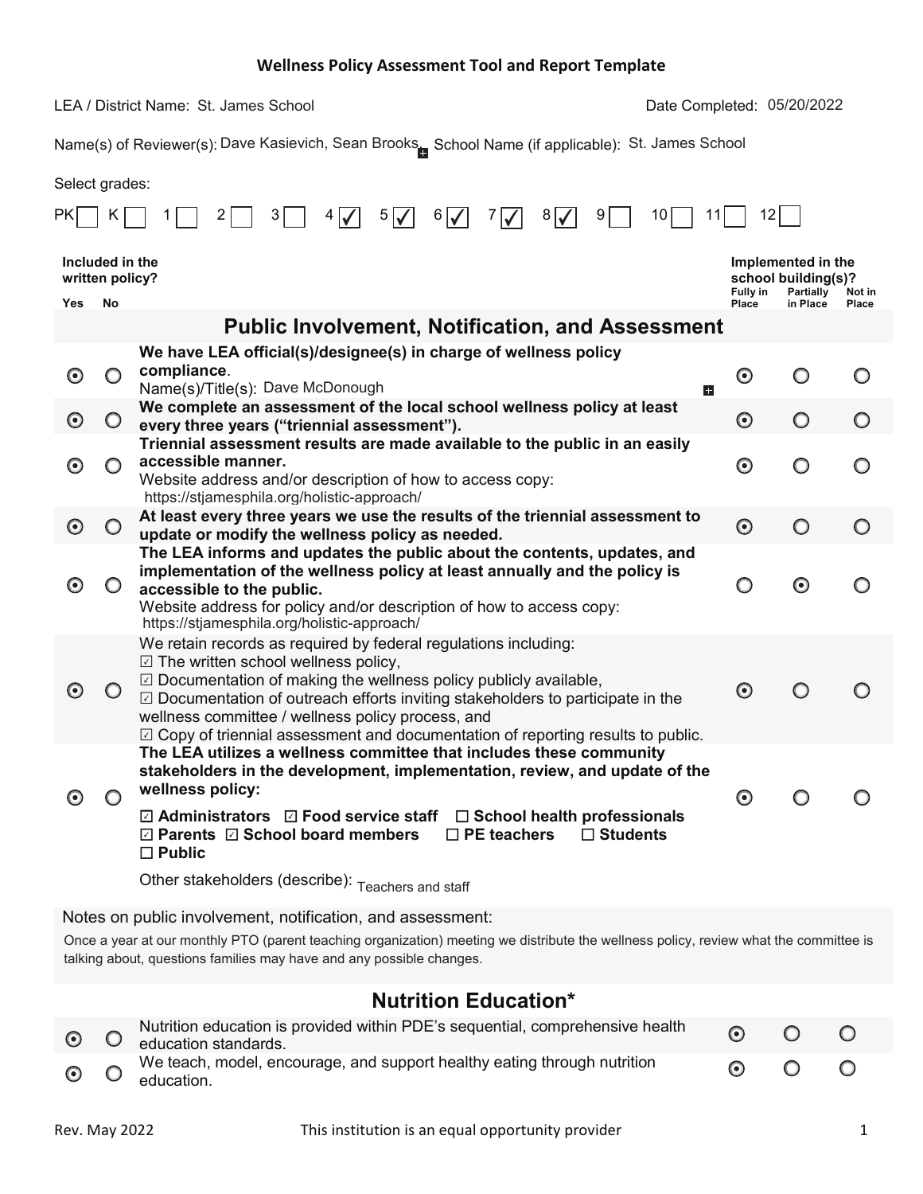**Wellness Policy Assessment Tool and Report Template**

LEA / District Name: St. James School

Date Completed: 05/20/2022

Name(s) of Reviewer(s): Dave Kasievich, Sean Brooks

School Name (if applicable): St. James School

Select grades:

PK ☐ K ☐ 1 ☐ 2 ☐ 3 ☐ 4 ☑ 5 ☑ 6 ☑ 7 ☑ 8 ☑ 9 ☐ 10 ☐ 11 ☐ 12 ☐

| Included in the written policy? Yes | No | | Implemented in the school building(s)? Fully in Place | Partially in Place | Not in Place |
|---|---|---|---|---|---|
| | | **Public Involvement, Notification, and Assessment** | | | |
| ⊙ | ○ | **We have LEA official(s)/designee(s) in charge of wellness policy compliance.** Name(s)/Title(s): Dave McDonough | ⊙ | ○ | ○ |
| ⊙ | ○ | **We complete an assessment of the local school wellness policy at least every three years ("triennial assessment").** | ⊙ | ○ | ○ |
| ⊙ | ○ | **Triennial assessment results are made available to the public in an easily accessible manner.** Website address and/or description of how to access copy: https://stjamesphila.org/holistic-approach/ | ⊙ | ○ | ○ |
| ⊙ | ○ | **At least every three years we use the results of the triennial assessment to update or modify the wellness policy as needed.** | ⊙ | ○ | ○ |
| ⊙ | ○ | **The LEA informs and updates the public about the contents, updates, and implementation of the wellness policy at least annually and the policy is accessible to the public.** Website address for policy and/or description of how to access copy: https://stjamesphila.org/holistic-approach/ | ○ | ⊙ | ○ |
| ⊙ | ○ | We retain records as required by federal regulations including: ☑ The written school wellness policy, ☑ Documentation of making the wellness policy publicly available, ☑ Documentation of outreach efforts inviting stakeholders to participate in the wellness committee / wellness policy process, and ☑ Copy of triennial assessment and documentation of reporting results to public. | ⊙ | ○ | ○ |
| ⊙ | ○ | **The LEA utilizes a wellness committee that includes these community stakeholders in the development, implementation, review, and update of the wellness policy:** ☑ **Administrators** ☑ **Food service staff** ☐ **School health professionals** ☑ **Parents** ☑ **School board members** ☐ **PE teachers** ☐ **Students** ☐ **Public** Other stakeholders (describe): Teachers and staff | ⊙ | ○ | ○ |

Notes on public involvement, notification, and assessment:

Once a year at our monthly PTO (parent teaching organization) meeting we distribute the wellness policy, review what the committee is talking about, questions families may have and any possible changes.

| Yes | No | | Fully in Place | Partially in Place | Not in Place |
|---|---|---|---|---|---|
| | | **Nutrition Education*** | | | |
| ⊙ | ○ | Nutrition education is provided within PDE's sequential, comprehensive health education standards. | ⊙ | ○ | ○ |
| ⊙ | ○ | We teach, model, encourage, and support healthy eating through nutrition education. | ⊙ | ○ | ○ |

Rev. May 2022 — This institution is an equal opportunity provider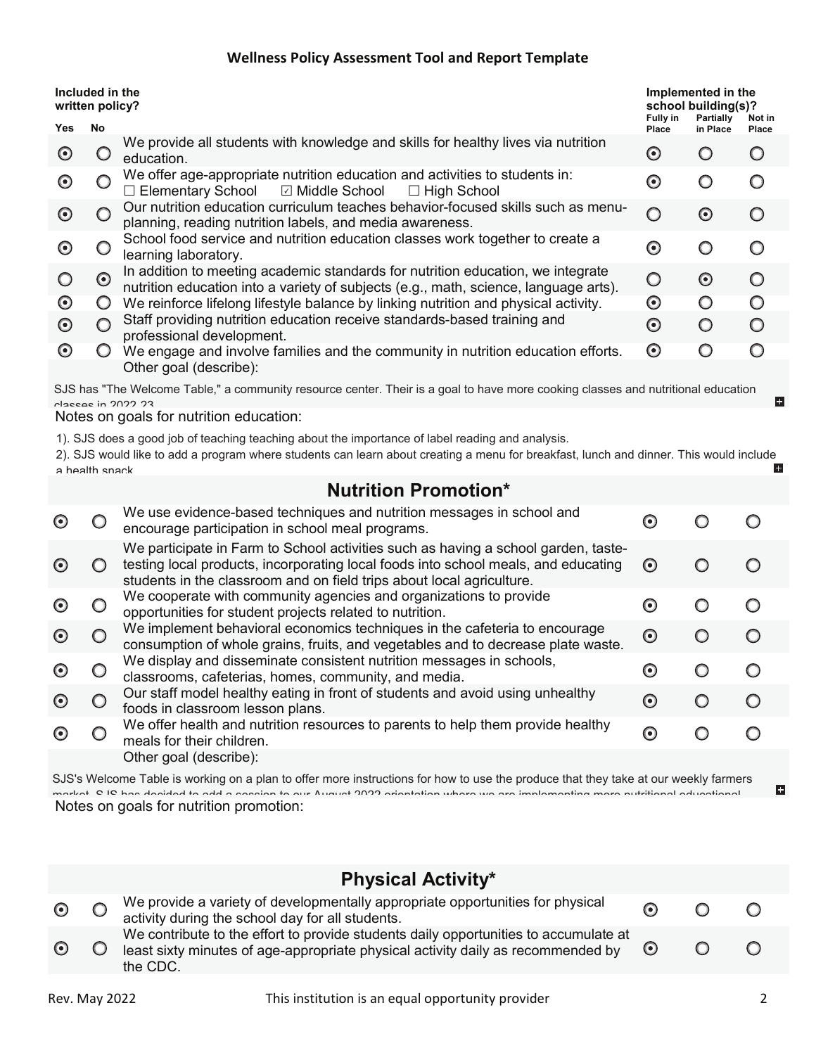## Wellness Policy Assessment Tool and Report Template

| Included in the written policy? Yes | No | | Implemented in the school building(s)? Fully in Place | Partially in Place | Not in Place |
|---|---|---|---|---|---|
| ⦿ | ○ | We provide all students with knowledge and skills for healthy lives via nutrition education. | ⦿ | ○ | ○ |
| ⦿ | ○ | We offer age-appropriate nutrition education and activities to students in: ☐ Elementary School ☑ Middle School ☐ High School | ⦿ | ○ | ○ |
| ⦿ | ○ | Our nutrition education curriculum teaches behavior-focused skills such as menu-planning, reading nutrition labels, and media awareness. | ○ | ⦿ | ○ |
| ⦿ | ○ | School food service and nutrition education classes work together to create a learning laboratory. | ⦿ | ○ | ○ |
| ○ | ⦿ | In addition to meeting academic standards for nutrition education, we integrate nutrition education into a variety of subjects (e.g., math, science, language arts). | ○ | ⦿ | ○ |
| ⦿ | ○ | We reinforce lifelong lifestyle balance by linking nutrition and physical activity. | ⦿ | ○ | ○ |
| ⦿ | ○ | Staff providing nutrition education receive standards-based training and professional development. | ⦿ | ○ | ○ |
| ⦿ | ○ | We engage and involve families and the community in nutrition education efforts. | ⦿ | ○ | ○ |

Other goal (describe):

SJS has "The Welcome Table," a community resource center. Their is a goal to have more cooking classes and nutritional education classes in 2022-23

Notes on goals for nutrition education:

1). SJS does a good job of teaching teaching about the importance of label reading and analysis.
2). SJS would like to add a program where students can learn about creating a menu for breakfast, lunch and dinner. This would include a health snack

## Nutrition Promotion*

| Yes | No | | Fully in Place | Partially in Place | Not in Place |
|---|---|---|---|---|---|
| ⦿ | ○ | We use evidence-based techniques and nutrition messages in school and encourage participation in school meal programs. | ⦿ | ○ | ○ |
| ⦿ | ○ | We participate in Farm to School activities such as having a school garden, taste-testing local products, incorporating local foods into school meals, and educating students in the classroom and on field trips about local agriculture. | ⦿ | ○ | ○ |
| ⦿ | ○ | We cooperate with community agencies and organizations to provide opportunities for student projects related to nutrition. | ⦿ | ○ | ○ |
| ⦿ | ○ | We implement behavioral economics techniques in the cafeteria to encourage consumption of whole grains, fruits, and vegetables and to decrease plate waste. | ⦿ | ○ | ○ |
| ⦿ | ○ | We display and disseminate consistent nutrition messages in schools, classrooms, cafeterias, homes, community, and media. | ⦿ | ○ | ○ |
| ⦿ | ○ | Our staff model healthy eating in front of students and avoid using unhealthy foods in classroom lesson plans. | ⦿ | ○ | ○ |
| ⦿ | ○ | We offer health and nutrition resources to parents to help them provide healthy meals for their children. | ⦿ | ○ | ○ |

Other goal (describe):

SJS's Welcome Table is working on a plan to offer more instructions for how to use the produce that they take at our weekly farmers market. SJS has decided to add a session to our August 2022 orientation where we are implementing more nutritional educational

Notes on goals for nutrition promotion:

## Physical Activity*

| Yes | No | | Fully in Place | Partially in Place | Not in Place |
|---|---|---|---|---|---|
| ⦿ | ○ | We provide a variety of developmentally appropriate opportunities for physical activity during the school day for all students. | ⦿ | ○ | ○ |
| ⦿ | ○ | We contribute to the effort to provide students daily opportunities to accumulate at least sixty minutes of age-appropriate physical activity daily as recommended by the CDC. | ⦿ | ○ | ○ |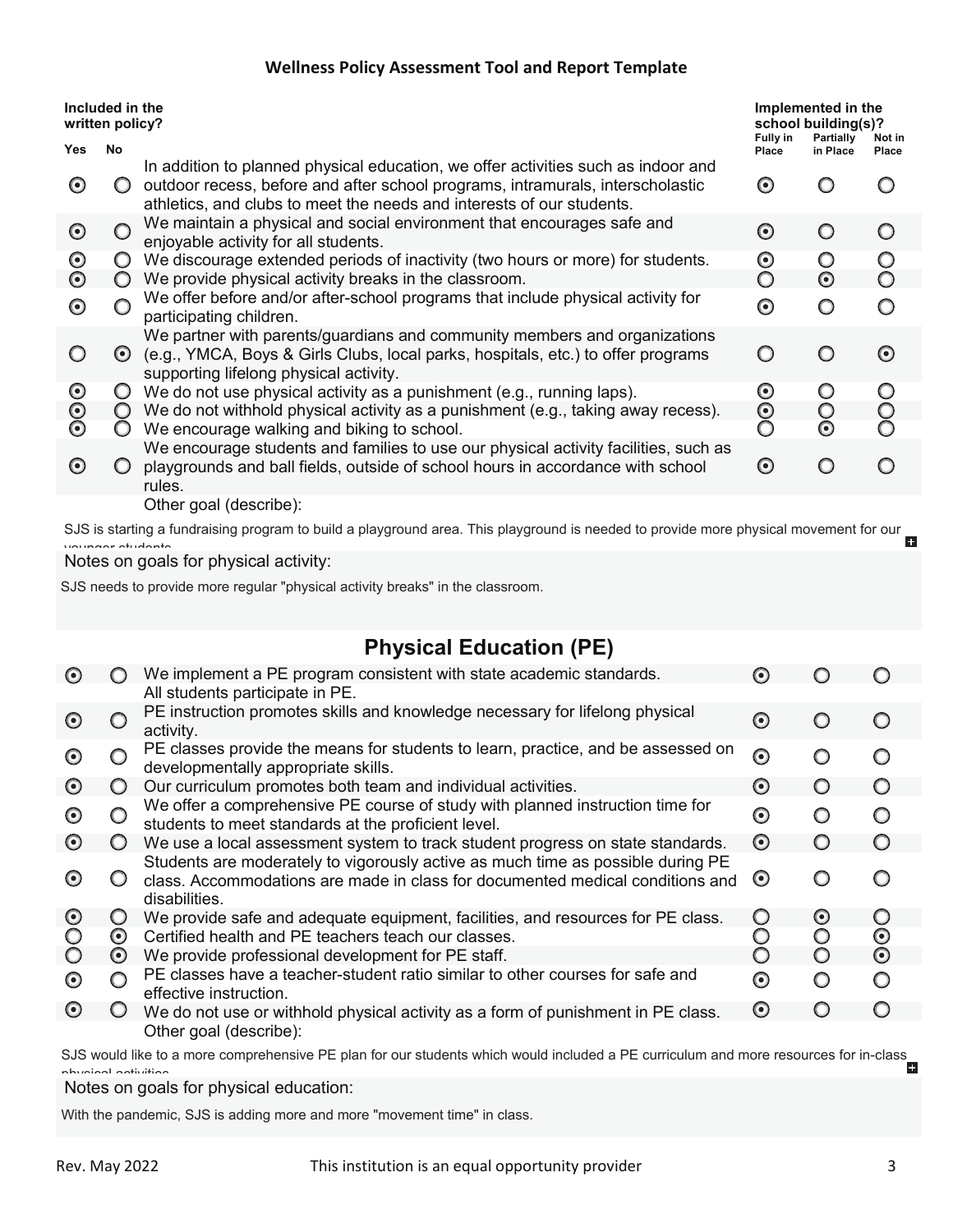**Wellness Policy Assessment Tool and Report Template**

| Included in the written policy? | | | Implemented in the school building(s)? | | |
|---|---|---|---|---|---|
| Yes | No | | Fully in Place | Partially in Place | Not in Place |
| ⦿ | ○ | In addition to planned physical education, we offer activities such as indoor and outdoor recess, before and after school programs, intramurals, interscholastic athletics, and clubs to meet the needs and interests of our students. | ⦿ | ○ | ○ |
| ⦿ | ○ | We maintain a physical and social environment that encourages safe and enjoyable activity for all students. | ⦿ | ○ | ○ |
| ⦿ | ○ | We discourage extended periods of inactivity (two hours or more) for students. | ⦿ | ○ | ○ |
| ⦿ | ○ | We provide physical activity breaks in the classroom. | ○ | ⦿ | ○ |
| ⦿ | ○ | We offer before and/or after-school programs that include physical activity for participating children. | ⦿ | ○ | ○ |
| ○ | ⦿ | We partner with parents/guardians and community members and organizations (e.g., YMCA, Boys & Girls Clubs, local parks, hospitals, etc.) to offer programs supporting lifelong physical activity. | ○ | ○ | ⦿ |
| ⦿ | ○ | We do not use physical activity as a punishment (e.g., running laps). | ⦿ | ○ | ○ |
| ⦿ | ○ | We do not withhold physical activity as a punishment (e.g., taking away recess). | ⦿ | ○ | ○ |
| ⦿ | ○ | We encourage walking and biking to school. | ○ | ⦿ | ○ |
| ⦿ | ○ | We encourage students and families to use our physical activity facilities, such as playgrounds and ball fields, outside of school hours in accordance with school rules. | ⦿ | ○ | ○ |
| | | Other goal (describe): | | | |

SJS is starting a fundraising program to build a playground area. This playground is needed to provide more physical movement for our younger students

Notes on goals for physical activity:

SJS needs to provide more regular "physical activity breaks" in the classroom.

## Physical Education (PE)

| Yes | No | | Fully in Place | Partially in Place | Not in Place |
|---|---|---|---|---|---|
| ⦿ | ○ | We implement a PE program consistent with state academic standards. | ⦿ | ○ | ○ |
| | | All students participate in PE. | | | |
| ⦿ | ○ | PE instruction promotes skills and knowledge necessary for lifelong physical activity. | ⦿ | ○ | ○ |
| ⦿ | ○ | PE classes provide the means for students to learn, practice, and be assessed on developmentally appropriate skills. | ⦿ | ○ | ○ |
| ⦿ | ○ | Our curriculum promotes both team and individual activities. | ⦿ | ○ | ○ |
| ⦿ | ○ | We offer a comprehensive PE course of study with planned instruction time for students to meet standards at the proficient level. | ⦿ | ○ | ○ |
| ⦿ | ○ | We use a local assessment system to track student progress on state standards. | ⦿ | ○ | ○ |
| ⦿ | ○ | Students are moderately to vigorously active as much time as possible during PE class. Accommodations are made in class for documented medical conditions and disabilities. | ⦿ | ○ | ○ |
| ⦿ | ○ | We provide safe and adequate equipment, facilities, and resources for PE class. | ○ | ⦿ | ○ |
| ○ | ⦿ | Certified health and PE teachers teach our classes. | ○ | ○ | ⦿ |
| ○ | ⦿ | We provide professional development for PE staff. | ○ | ○ | ⦿ |
| ⦿ | ○ | PE classes have a teacher-student ratio similar to other courses for safe and effective instruction. | ⦿ | ○ | ○ |
| ⦿ | ○ | We do not use or withhold physical activity as a form of punishment in PE class. | ⦿ | ○ | ○ |
| | | Other goal (describe): | | | |

SJS would like to a more comprehensive PE plan for our students which would included a PE curriculum and more resources for in-class physical activities

Notes on goals for physical education:

With the pandemic, SJS is adding more and more "movement time" in class.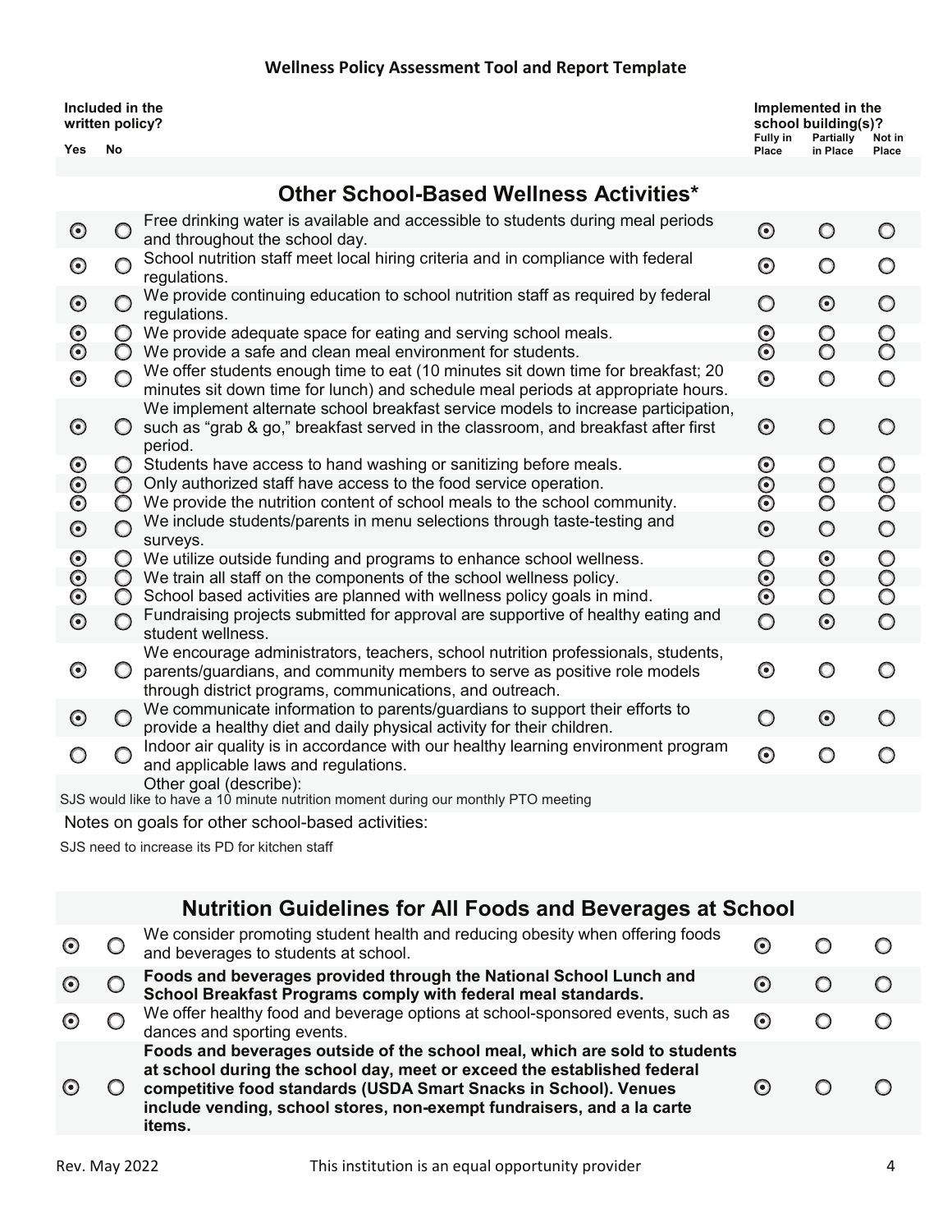## Wellness Policy Assessment Tool and Report Template

| Included in the written policy? | | | Implemented in the school building(s)? | | |
|---|---|---|---|---|---|
| Yes | No | | Fully in Place | Partially in Place | Not in Place |

### Other School-Based Wellness Activities*

| Yes | No | Item | Fully in Place | Partially in Place | Not in Place |
|---|---|---|---|---|---|
| ⦿ | ○ | Free drinking water is available and accessible to students during meal periods and throughout the school day. | ⦿ | ○ | ○ |
| ⦿ | ○ | School nutrition staff meet local hiring criteria and in compliance with federal regulations. | ⦿ | ○ | ○ |
| ⦿ | ○ | We provide continuing education to school nutrition staff as required by federal regulations. | ○ | ⦿ | ○ |
| ⦿ | ○ | We provide adequate space for eating and serving school meals. | ⦿ | ○ | ○ |
| ⦿ | ○ | We provide a safe and clean meal environment for students. | ⦿ | ○ | ○ |
| ⦿ | ○ | We offer students enough time to eat (10 minutes sit down time for breakfast; 20 minutes sit down time for lunch) and schedule meal periods at appropriate hours. | ⦿ | ○ | ○ |
| ⦿ | ○ | We implement alternate school breakfast service models to increase participation, such as "grab & go," breakfast served in the classroom, and breakfast after first period. | ⦿ | ○ | ○ |
| ⦿ | ○ | Students have access to hand washing or sanitizing before meals. | ⦿ | ○ | ○ |
| ⦿ | ○ | Only authorized staff have access to the food service operation. | ⦿ | ○ | ○ |
| ⦿ | ○ | We provide the nutrition content of school meals to the school community. | ⦿ | ○ | ○ |
| ⦿ | ○ | We include students/parents in menu selections through taste-testing and surveys. | ⦿ | ○ | ○ |
| ⦿ | ○ | We utilize outside funding and programs to enhance school wellness. | ○ | ⦿ | ○ |
| ⦿ | ○ | We train all staff on the components of the school wellness policy. | ⦿ | ○ | ○ |
| ⦿ | ○ | School based activities are planned with wellness policy goals in mind. | ⦿ | ○ | ○ |
| ⦿ | ○ | Fundraising projects submitted for approval are supportive of healthy eating and student wellness. | ○ | ⦿ | ○ |
| ⦿ | ○ | We encourage administrators, teachers, school nutrition professionals, students, parents/guardians, and community members to serve as positive role models through district programs, communications, and outreach. | ⦿ | ○ | ○ |
| ⦿ | ○ | We communicate information to parents/guardians to support their efforts to provide a healthy diet and daily physical activity for their children. | ○ | ⦿ | ○ |
| ○ | ○ | Indoor air quality is in accordance with our healthy learning environment program and applicable laws and regulations. | ⦿ | ○ | ○ |

Other goal (describe):
SJS would like to have a 10 minute nutrition moment during our monthly PTO meeting

Notes on goals for other school-based activities:

SJS need to increase its PD for kitchen staff

### Nutrition Guidelines for All Foods and Beverages at School

| Yes | No | Item | Fully in Place | Partially in Place | Not in Place |
|---|---|---|---|---|---|
| ⦿ | ○ | We consider promoting student health and reducing obesity when offering foods and beverages to students at school. | ⦿ | ○ | ○ |
| ⦿ | ○ | **Foods and beverages provided through the National School Lunch and School Breakfast Programs comply with federal meal standards.** | ⦿ | ○ | ○ |
| ⦿ | ○ | We offer healthy food and beverage options at school-sponsored events, such as dances and sporting events. | ⦿ | ○ | ○ |
| ⦿ | ○ | **Foods and beverages outside of the school meal, which are sold to students at school during the school day, meet or exceed the established federal competitive food standards (USDA Smart Snacks in School). Venues include vending, school stores, non-exempt fundraisers, and a la carte items.** | ⦿ | ○ | ○ |

Rev. May 2022 — This institution is an equal opportunity provider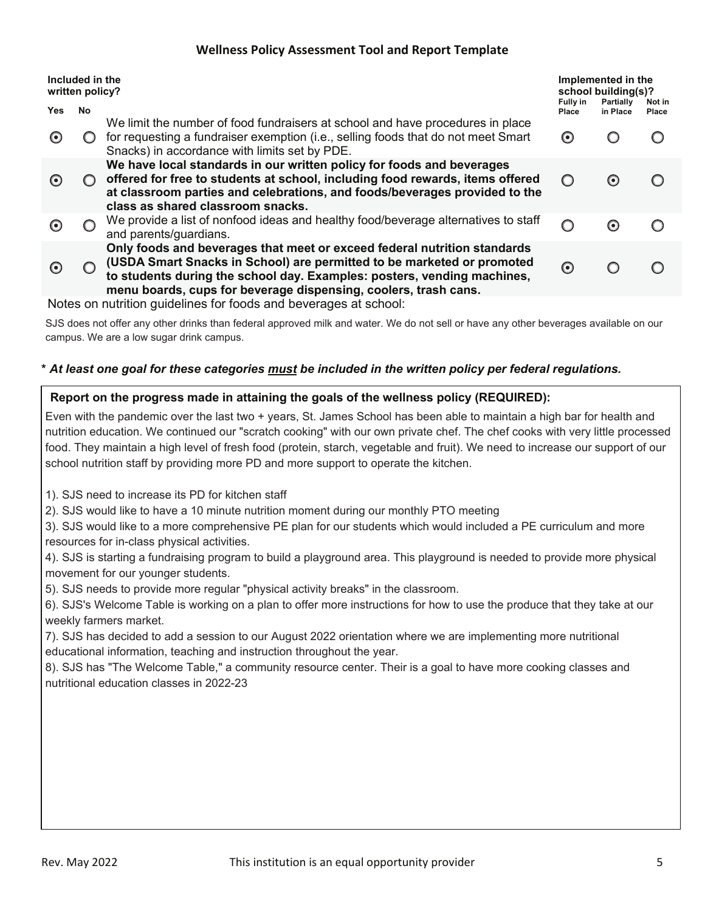## Wellness Policy Assessment Tool and Report Template

| Included in the written policy? Yes | No | | Implemented in the school building(s)? Fully in Place | Partially in Place | Not in Place |
|---|---|---|---|---|---|
| ⦿ | ○ | We limit the number of food fundraisers at school and have procedures in place for requesting a fundraiser exemption (i.e., selling foods that do not meet Smart Snacks) in accordance with limits set by PDE. | ⦿ | ○ | ○ |
| ⦿ | ○ | **We have local standards in our written policy for foods and beverages offered for free to students at school, including food rewards, items offered at classroom parties and celebrations, and foods/beverages provided to the class as shared classroom snacks.** | ○ | ⦿ | ○ |
| ⦿ | ○ | We provide a list of nonfood ideas and healthy food/beverage alternatives to staff and parents/guardians. | ○ | ⦿ | ○ |
| ⦿ | ○ | **Only foods and beverages that meet or exceed federal nutrition standards (USDA Smart Snacks in School) are permitted to be marketed or promoted to students during the school day. Examples: posters, vending machines, menu boards, cups for beverage dispensing, coolers, trash cans.** | ⦿ | ○ | ○ |

Notes on nutrition guidelines for foods and beverages at school:

SJS does not offer any other drinks than federal approved milk and water. We do not sell or have any other beverages available on our campus. We are a low sugar drink campus.

**\* *At least one goal for these categories must be included in the written policy per federal regulations.***

**Report on the progress made in attaining the goals of the wellness policy (REQUIRED):**

Even with the pandemic over the last two + years, St. James School has been able to maintain a high bar for health and nutrition education. We continued our "scratch cooking" with our own private chef. The chef cooks with very little processed food. They maintain a high level of fresh food (protein, starch, vegetable and fruit). We need to increase our support of our school nutrition staff by providing more PD and more support to operate the kitchen.

1). SJS need to increase its PD for kitchen staff

2). SJS would like to have a 10 minute nutrition moment during our monthly PTO meeting

3). SJS would like to a more comprehensive PE plan for our students which would included a PE curriculum and more resources for in-class physical activities.

4). SJS is starting a fundraising program to build a playground area. This playground is needed to provide more physical movement for our younger students.

5). SJS needs to provide more regular "physical activity breaks" in the classroom.

6). SJS's Welcome Table is working on a plan to offer more instructions for how to use the produce that they take at our weekly farmers market.

7). SJS has decided to add a session to our August 2022 orientation where we are implementing more nutritional educational information, teaching and instruction throughout the year.

8). SJS has "The Welcome Table," a community resource center. Their is a goal to have more cooking classes and nutritional education classes in 2022-23

Rev. May 2022 This institution is an equal opportunity provider